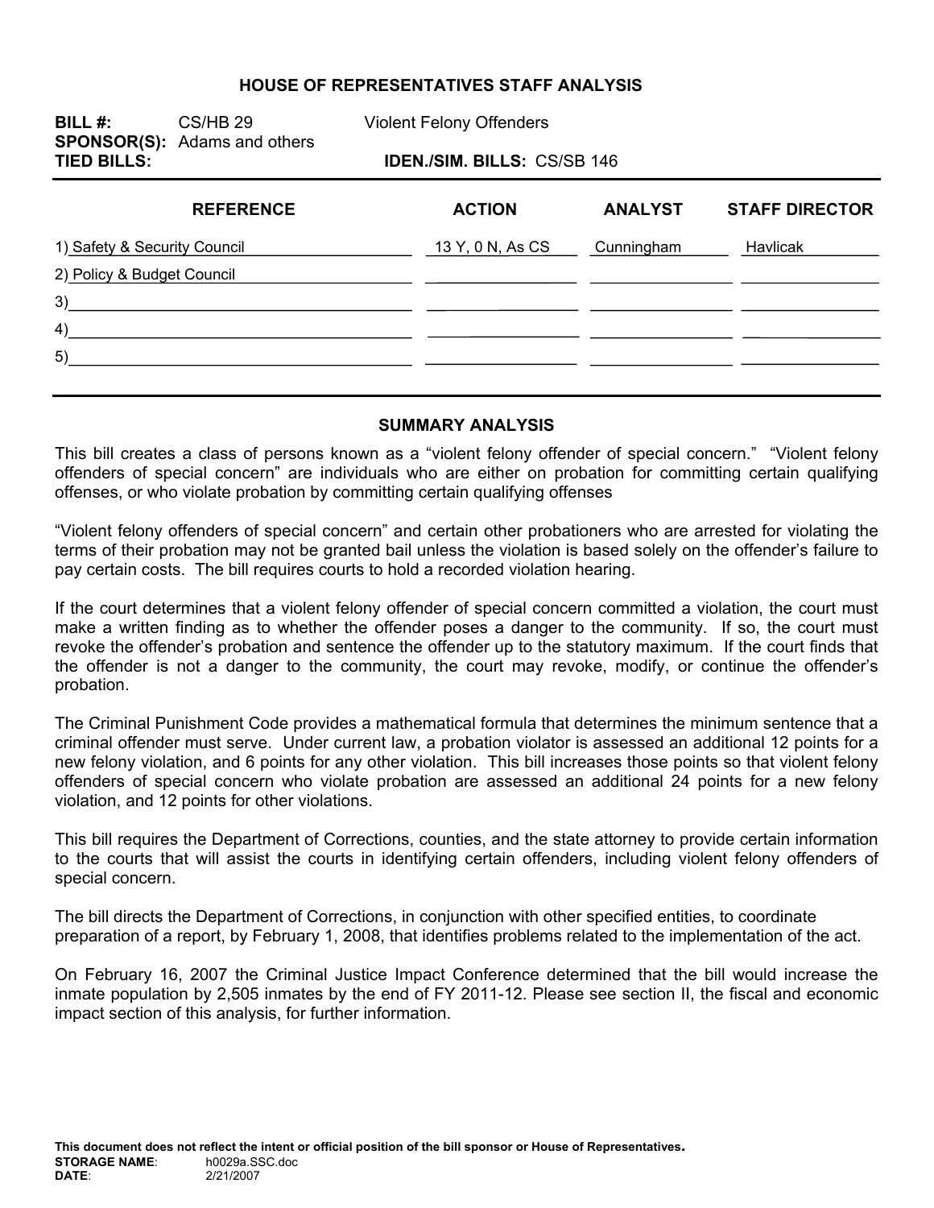# HOUSE OF REPRESENTATIVES STAFF ANALYSIS

**BILL #:** CS/HB 29 Violent Felony Offenders
**SPONSOR(S):** Adams and others
**TIED BILLS:** **IDEN./SIM. BILLS:** CS/SB 146

| REFERENCE | ACTION | ANALYST | STAFF DIRECTOR |
|---|---|---|---|
| 1) Safety & Security Council | 13 Y, 0 N, As CS | Cunningham | Havlicak |
| 2) Policy & Budget Council | | | |
| 3) | | | |
| 4) | | | |
| 5) | | | |

## SUMMARY ANALYSIS

This bill creates a class of persons known as a "violent felony offender of special concern." "Violent felony offenders of special concern" are individuals who are either on probation for committing certain qualifying offenses, or who violate probation by committing certain qualifying offenses

"Violent felony offenders of special concern" and certain other probationers who are arrested for violating the terms of their probation may not be granted bail unless the violation is based solely on the offender's failure to pay certain costs. The bill requires courts to hold a recorded violation hearing.

If the court determines that a violent felony offender of special concern committed a violation, the court must make a written finding as to whether the offender poses a danger to the community. If so, the court must revoke the offender's probation and sentence the offender up to the statutory maximum. If the court finds that the offender is not a danger to the community, the court may revoke, modify, or continue the offender's probation.

The Criminal Punishment Code provides a mathematical formula that determines the minimum sentence that a criminal offender must serve. Under current law, a probation violator is assessed an additional 12 points for a new felony violation, and 6 points for any other violation. This bill increases those points so that violent felony offenders of special concern who violate probation are assessed an additional 24 points for a new felony violation, and 12 points for other violations.

This bill requires the Department of Corrections, counties, and the state attorney to provide certain information to the courts that will assist the courts in identifying certain offenders, including violent felony offenders of special concern.

The bill directs the Department of Corrections, in conjunction with other specified entities, to coordinate preparation of a report, by February 1, 2008, that identifies problems related to the implementation of the act.

On February 16, 2007 the Criminal Justice Impact Conference determined that the bill would increase the inmate population by 2,505 inmates by the end of FY 2011-12. Please see section II, the fiscal and economic impact section of this analysis, for further information.

**This document does not reflect the intent or official position of the bill sponsor or House of Representatives.**
**STORAGE NAME**: h0029a.SSC.doc
**DATE**: 2/21/2007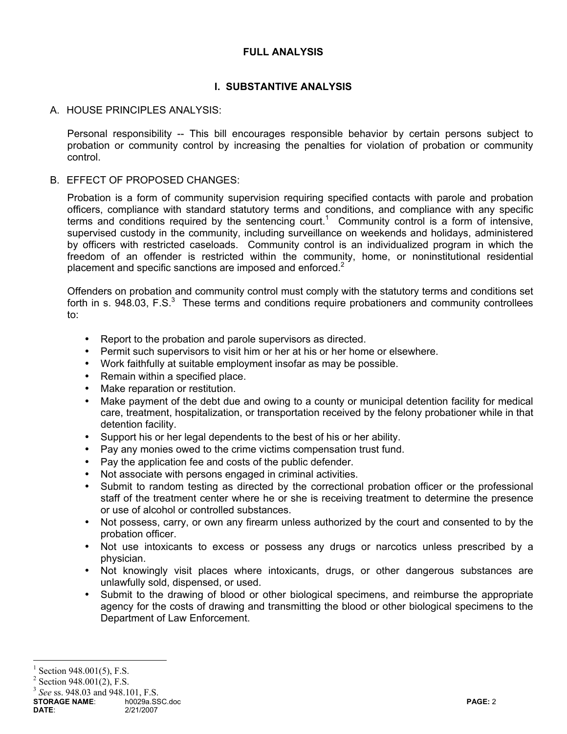# FULL ANALYSIS

## I. SUBSTANTIVE ANALYSIS

### A. HOUSE PRINCIPLES ANALYSIS:

Personal responsibility -- This bill encourages responsible behavior by certain persons subject to probation or community control by increasing the penalties for violation of probation or community control.

### B. EFFECT OF PROPOSED CHANGES:

Probation is a form of community supervision requiring specified contacts with parole and probation officers, compliance with standard statutory terms and conditions, and compliance with any specific terms and conditions required by the sentencing court.[1] Community control is a form of intensive, supervised custody in the community, including surveillance on weekends and holidays, administered by officers with restricted caseloads. Community control is an individualized program in which the freedom of an offender is restricted within the community, home, or noninstitutional residential placement and specific sanctions are imposed and enforced.[2]

Offenders on probation and community control must comply with the statutory terms and conditions set forth in s. 948.03, F.S.[3] These terms and conditions require probationers and community controllees to:

- Report to the probation and parole supervisors as directed.
- Permit such supervisors to visit him or her at his or her home or elsewhere.
- Work faithfully at suitable employment insofar as may be possible.
- Remain within a specified place.
- Make reparation or restitution.
- Make payment of the debt due and owing to a county or municipal detention facility for medical care, treatment, hospitalization, or transportation received by the felony probationer while in that detention facility.
- Support his or her legal dependents to the best of his or her ability.
- Pay any monies owed to the crime victims compensation trust fund.
- Pay the application fee and costs of the public defender.
- Not associate with persons engaged in criminal activities.
- Submit to random testing as directed by the correctional probation officer or the professional staff of the treatment center where he or she is receiving treatment to determine the presence or use of alcohol or controlled substances.
- Not possess, carry, or own any firearm unless authorized by the court and consented to by the probation officer.
- Not use intoxicants to excess or possess any drugs or narcotics unless prescribed by a physician.
- Not knowingly visit places where intoxicants, drugs, or other dangerous substances are unlawfully sold, dispensed, or used.
- Submit to the drawing of blood or other biological specimens, and reimburse the appropriate agency for the costs of drawing and transmitting the blood or other biological specimens to the Department of Law Enforcement.

---

[1] Section 948.001(5), F.S.

[2] Section 948.001(2), F.S.

[3] *See* ss. 948.03 and 948.101, F.S.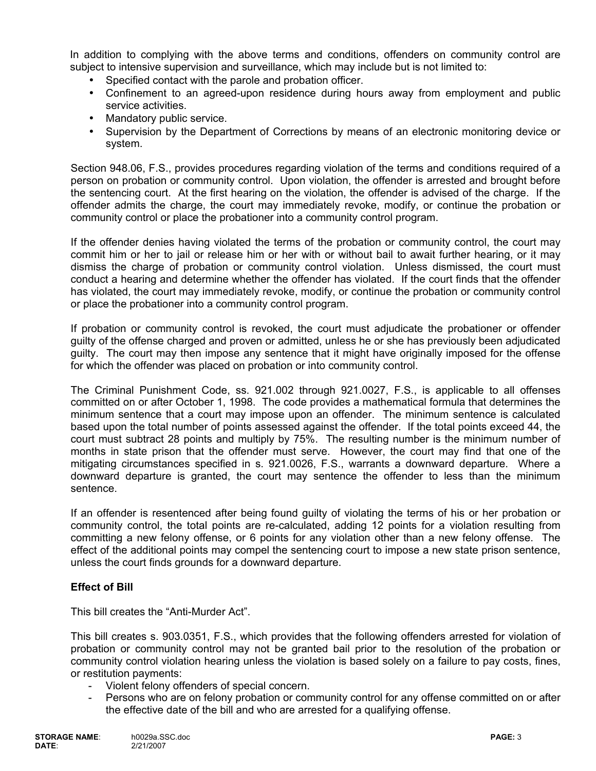In addition to complying with the above terms and conditions, offenders on community control are subject to intensive supervision and surveillance, which may include but is not limited to:

- Specified contact with the parole and probation officer.
- Confinement to an agreed-upon residence during hours away from employment and public service activities.
- Mandatory public service.
- Supervision by the Department of Corrections by means of an electronic monitoring device or system.

Section 948.06, F.S., provides procedures regarding violation of the terms and conditions required of a person on probation or community control. Upon violation, the offender is arrested and brought before the sentencing court. At the first hearing on the violation, the offender is advised of the charge. If the offender admits the charge, the court may immediately revoke, modify, or continue the probation or community control or place the probationer into a community control program.

If the offender denies having violated the terms of the probation or community control, the court may commit him or her to jail or release him or her with or without bail to await further hearing, or it may dismiss the charge of probation or community control violation. Unless dismissed, the court must conduct a hearing and determine whether the offender has violated. If the court finds that the offender has violated, the court may immediately revoke, modify, or continue the probation or community control or place the probationer into a community control program.

If probation or community control is revoked, the court must adjudicate the probationer or offender guilty of the offense charged and proven or admitted, unless he or she has previously been adjudicated guilty. The court may then impose any sentence that it might have originally imposed for the offense for which the offender was placed on probation or into community control.

The Criminal Punishment Code, ss. 921.002 through 921.0027, F.S., is applicable to all offenses committed on or after October 1, 1998. The code provides a mathematical formula that determines the minimum sentence that a court may impose upon an offender. The minimum sentence is calculated based upon the total number of points assessed against the offender. If the total points exceed 44, the court must subtract 28 points and multiply by 75%. The resulting number is the minimum number of months in state prison that the offender must serve. However, the court may find that one of the mitigating circumstances specified in s. 921.0026, F.S., warrants a downward departure. Where a downward departure is granted, the court may sentence the offender to less than the minimum sentence.

If an offender is resentenced after being found guilty of violating the terms of his or her probation or community control, the total points are re-calculated, adding 12 points for a violation resulting from committing a new felony offense, or 6 points for any violation other than a new felony offense. The effect of the additional points may compel the sentencing court to impose a new state prison sentence, unless the court finds grounds for a downward departure.

**Effect of Bill**

This bill creates the "Anti-Murder Act".

This bill creates s. 903.0351, F.S., which provides that the following offenders arrested for violation of probation or community control may not be granted bail prior to the resolution of the probation or community control violation hearing unless the violation is based solely on a failure to pay costs, fines, or restitution payments:

- Violent felony offenders of special concern.
- Persons who are on felony probation or community control for any offense committed on or after the effective date of the bill and who are arrested for a qualifying offense.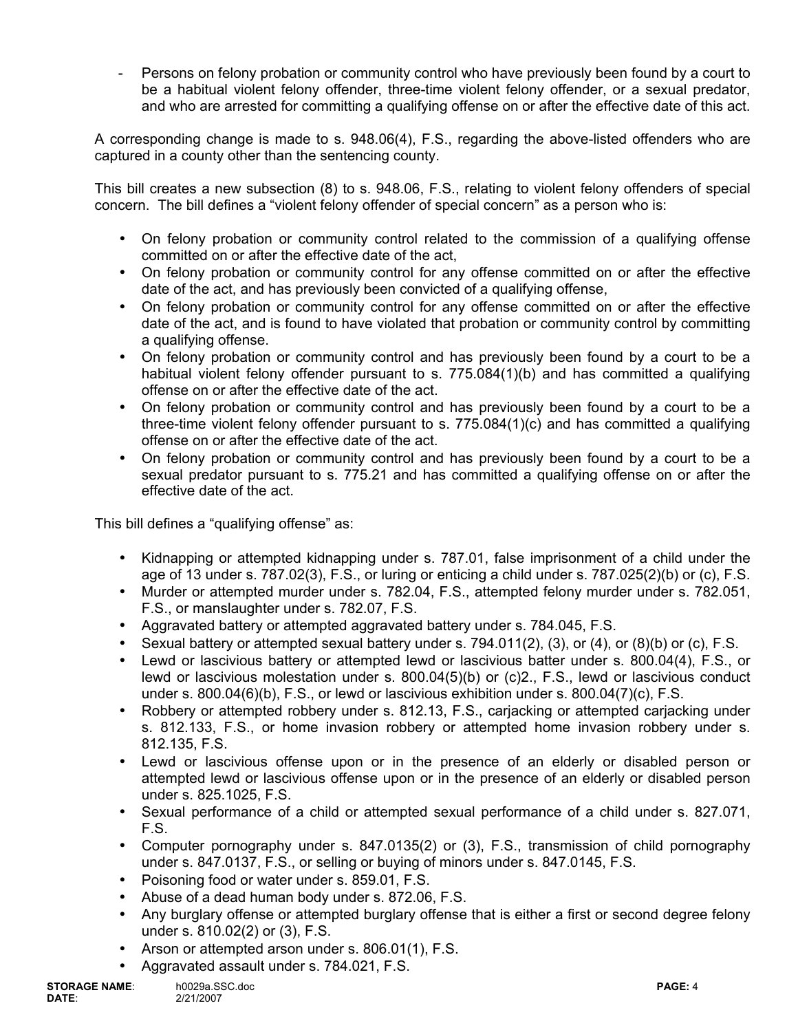- Persons on felony probation or community control who have previously been found by a court to be a habitual violent felony offender, three-time violent felony offender, or a sexual predator, and who are arrested for committing a qualifying offense on or after the effective date of this act.

A corresponding change is made to s. 948.06(4), F.S., regarding the above-listed offenders who are captured in a county other than the sentencing county.

This bill creates a new subsection (8) to s. 948.06, F.S., relating to violent felony offenders of special concern. The bill defines a "violent felony offender of special concern" as a person who is:

- On felony probation or community control related to the commission of a qualifying offense committed on or after the effective date of the act,
- On felony probation or community control for any offense committed on or after the effective date of the act, and has previously been convicted of a qualifying offense,
- On felony probation or community control for any offense committed on or after the effective date of the act, and is found to have violated that probation or community control by committing a qualifying offense.
- On felony probation or community control and has previously been found by a court to be a habitual violent felony offender pursuant to s. 775.084(1)(b) and has committed a qualifying offense on or after the effective date of the act.
- On felony probation or community control and has previously been found by a court to be a three-time violent felony offender pursuant to s. 775.084(1)(c) and has committed a qualifying offense on or after the effective date of the act.
- On felony probation or community control and has previously been found by a court to be a sexual predator pursuant to s. 775.21 and has committed a qualifying offense on or after the effective date of the act.

This bill defines a "qualifying offense" as:

- Kidnapping or attempted kidnapping under s. 787.01, false imprisonment of a child under the age of 13 under s. 787.02(3), F.S., or luring or enticing a child under s. 787.025(2)(b) or (c), F.S.
- Murder or attempted murder under s. 782.04, F.S., attempted felony murder under s. 782.051, F.S., or manslaughter under s. 782.07, F.S.
- Aggravated battery or attempted aggravated battery under s. 784.045, F.S.
- Sexual battery or attempted sexual battery under s. 794.011(2), (3), or (4), or (8)(b) or (c), F.S.
- Lewd or lascivious battery or attempted lewd or lascivious batter under s. 800.04(4), F.S., or lewd or lascivious molestation under s. 800.04(5)(b) or (c)2., F.S., lewd or lascivious conduct under s. 800.04(6)(b), F.S., or lewd or lascivious exhibition under s. 800.04(7)(c), F.S.
- Robbery or attempted robbery under s. 812.13, F.S., carjacking or attempted carjacking under s. 812.133, F.S., or home invasion robbery or attempted home invasion robbery under s. 812.135, F.S.
- Lewd or lascivious offense upon or in the presence of an elderly or disabled person or attempted lewd or lascivious offense upon or in the presence of an elderly or disabled person under s. 825.1025, F.S.
- Sexual performance of a child or attempted sexual performance of a child under s. 827.071, F.S.
- Computer pornography under s. 847.0135(2) or (3), F.S., transmission of child pornography under s. 847.0137, F.S., or selling or buying of minors under s. 847.0145, F.S.
- Poisoning food or water under s. 859.01, F.S.
- Abuse of a dead human body under s. 872.06, F.S.
- Any burglary offense or attempted burglary offense that is either a first or second degree felony under s. 810.02(2) or (3), F.S.
- Arson or attempted arson under s. 806.01(1), F.S.
- Aggravated assault under s. 784.021, F.S.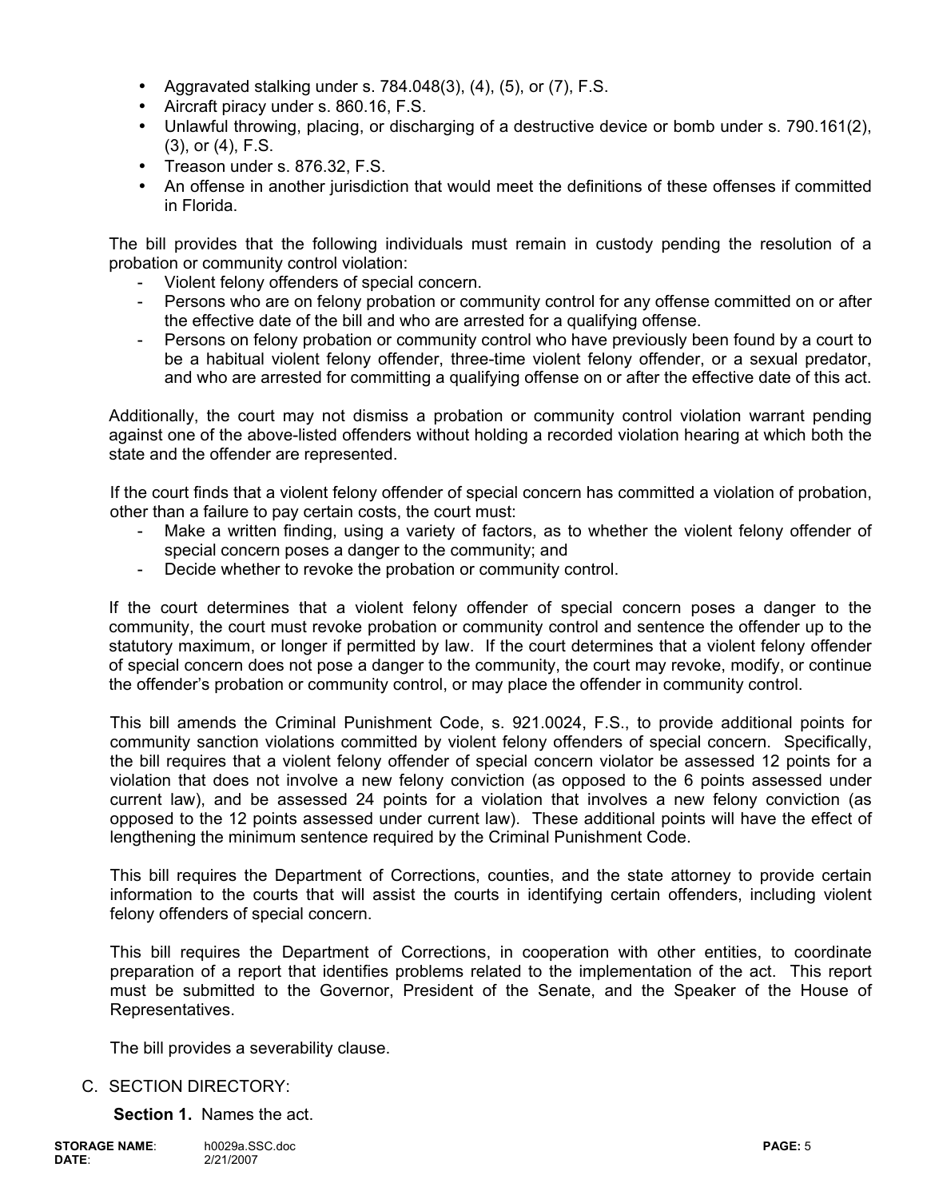- Aggravated stalking under s. 784.048(3), (4), (5), or (7), F.S.
- Aircraft piracy under s. 860.16, F.S.
- Unlawful throwing, placing, or discharging of a destructive device or bomb under s. 790.161(2), (3), or (4), F.S.
- Treason under s. 876.32, F.S.
- An offense in another jurisdiction that would meet the definitions of these offenses if committed in Florida.

The bill provides that the following individuals must remain in custody pending the resolution of a probation or community control violation:

- Violent felony offenders of special concern.
- Persons who are on felony probation or community control for any offense committed on or after the effective date of the bill and who are arrested for a qualifying offense.
- Persons on felony probation or community control who have previously been found by a court to be a habitual violent felony offender, three-time violent felony offender, or a sexual predator, and who are arrested for committing a qualifying offense on or after the effective date of this act.

Additionally, the court may not dismiss a probation or community control violation warrant pending against one of the above-listed offenders without holding a recorded violation hearing at which both the state and the offender are represented.

If the court finds that a violent felony offender of special concern has committed a violation of probation, other than a failure to pay certain costs, the court must:

- Make a written finding, using a variety of factors, as to whether the violent felony offender of special concern poses a danger to the community; and
- Decide whether to revoke the probation or community control.

If the court determines that a violent felony offender of special concern poses a danger to the community, the court must revoke probation or community control and sentence the offender up to the statutory maximum, or longer if permitted by law. If the court determines that a violent felony offender of special concern does not pose a danger to the community, the court may revoke, modify, or continue the offender's probation or community control, or may place the offender in community control.

This bill amends the Criminal Punishment Code, s. 921.0024, F.S., to provide additional points for community sanction violations committed by violent felony offenders of special concern. Specifically, the bill requires that a violent felony offender of special concern violator be assessed 12 points for a violation that does not involve a new felony conviction (as opposed to the 6 points assessed under current law), and be assessed 24 points for a violation that involves a new felony conviction (as opposed to the 12 points assessed under current law). These additional points will have the effect of lengthening the minimum sentence required by the Criminal Punishment Code.

This bill requires the Department of Corrections, counties, and the state attorney to provide certain information to the courts that will assist the courts in identifying certain offenders, including violent felony offenders of special concern.

This bill requires the Department of Corrections, in cooperation with other entities, to coordinate preparation of a report that identifies problems related to the implementation of the act. This report must be submitted to the Governor, President of the Senate, and the Speaker of the House of Representatives.

The bill provides a severability clause.

C. SECTION DIRECTORY:

**Section 1.** Names the act.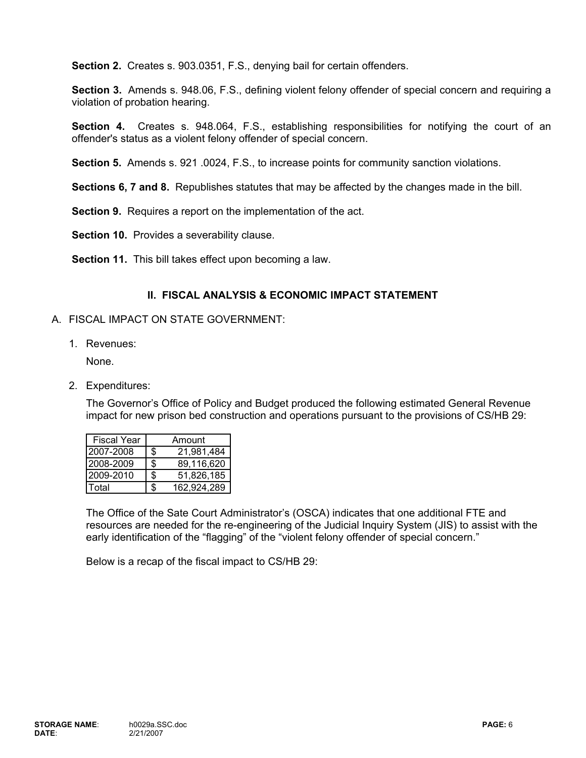**Section 2.** Creates s. 903.0351, F.S., denying bail for certain offenders.

**Section 3.** Amends s. 948.06, F.S., defining violent felony offender of special concern and requiring a violation of probation hearing.

**Section 4.** Creates s. 948.064, F.S., establishing responsibilities for notifying the court of an offender's status as a violent felony offender of special concern.

**Section 5.** Amends s. 921 .0024, F.S., to increase points for community sanction violations.

**Sections 6, 7 and 8.** Republishes statutes that may be affected by the changes made in the bill.

**Section 9.** Requires a report on the implementation of the act.

**Section 10.** Provides a severability clause.

**Section 11.** This bill takes effect upon becoming a law.

## II. FISCAL ANALYSIS & ECONOMIC IMPACT STATEMENT

A. FISCAL IMPACT ON STATE GOVERNMENT:

1. Revenues:

   None.

2. Expenditures:

   The Governor's Office of Policy and Budget produced the following estimated General Revenue impact for new prison bed construction and operations pursuant to the provisions of CS/HB 29:

| Fiscal Year | Amount |
|---|---|
| 2007-2008 | $ 21,981,484 |
| 2008-2009 | $ 89,116,620 |
| 2009-2010 | $ 51,826,185 |
| Total | $ 162,924,289 |

   The Office of the Sate Court Administrator's (OSCA) indicates that one additional FTE and resources are needed for the re-engineering of the Judicial Inquiry System (JIS) to assist with the early identification of the "flagging" of the "violent felony offender of special concern."

   Below is a recap of the fiscal impact to CS/HB 29: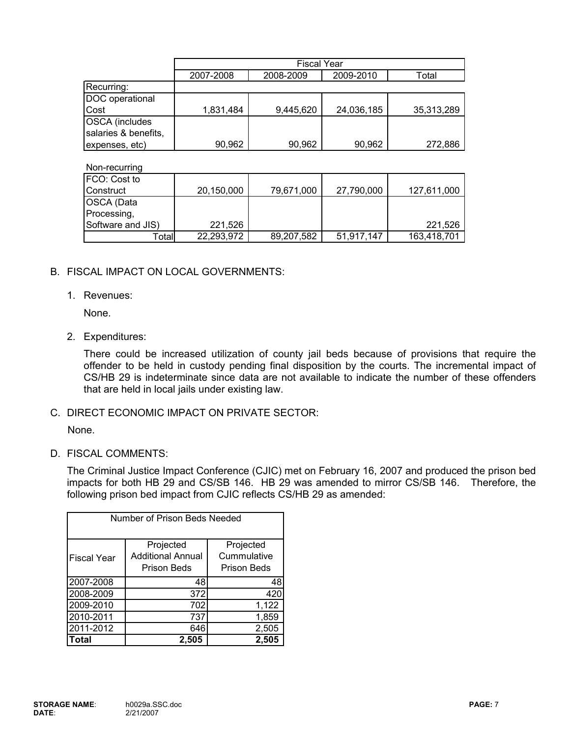| | Fiscal Year | | | |
|---|---|---|---|---|
| | 2007-2008 | 2008-2009 | 2009-2010 | Total |
| Recurring: | | | | |
| DOC operational Cost | 1,831,484 | 9,445,620 | 24,036,185 | 35,313,289 |
| OSCA (includes salaries & benefits, expenses, etc) | 90,962 | 90,962 | 90,962 | 272,886 |
| Non-recurring | | | | |
| FCO: Cost to Construct | 20,150,000 | 79,671,000 | 27,790,000 | 127,611,000 |
| OSCA (Data Processing, Software and JIS) | 221,526 | | | 221,526 |
| Total | 22,293,972 | 89,207,582 | 51,917,147 | 163,418,701 |

B. FISCAL IMPACT ON LOCAL GOVERNMENTS:

1. Revenues:

   None.

2. Expenditures:

   There could be increased utilization of county jail beds because of provisions that require the offender to be held in custody pending final disposition by the courts. The incremental impact of CS/HB 29 is indeterminate since data are not available to indicate the number of these offenders that are held in local jails under existing law.

C. DIRECT ECONOMIC IMPACT ON PRIVATE SECTOR:

None.

D. FISCAL COMMENTS:

The Criminal Justice Impact Conference (CJIC) met on February 16, 2007 and produced the prison bed impacts for both HB 29 and CS/SB 146. HB 29 was amended to mirror CS/SB 146. Therefore, the following prison bed impact from CJIC reflects CS/HB 29 as amended:

| Number of Prison Beds Needed | | |
|---|---|---|
| Fiscal Year | Projected Additional Annual Prison Beds | Projected Cummulative Prison Beds |
| 2007-2008 | 48 | 48 |
| 2008-2009 | 372 | 420 |
| 2009-2010 | 702 | 1,122 |
| 2010-2011 | 737 | 1,859 |
| 2011-2012 | 646 | 2,505 |
| **Total** | **2,505** | **2,505** |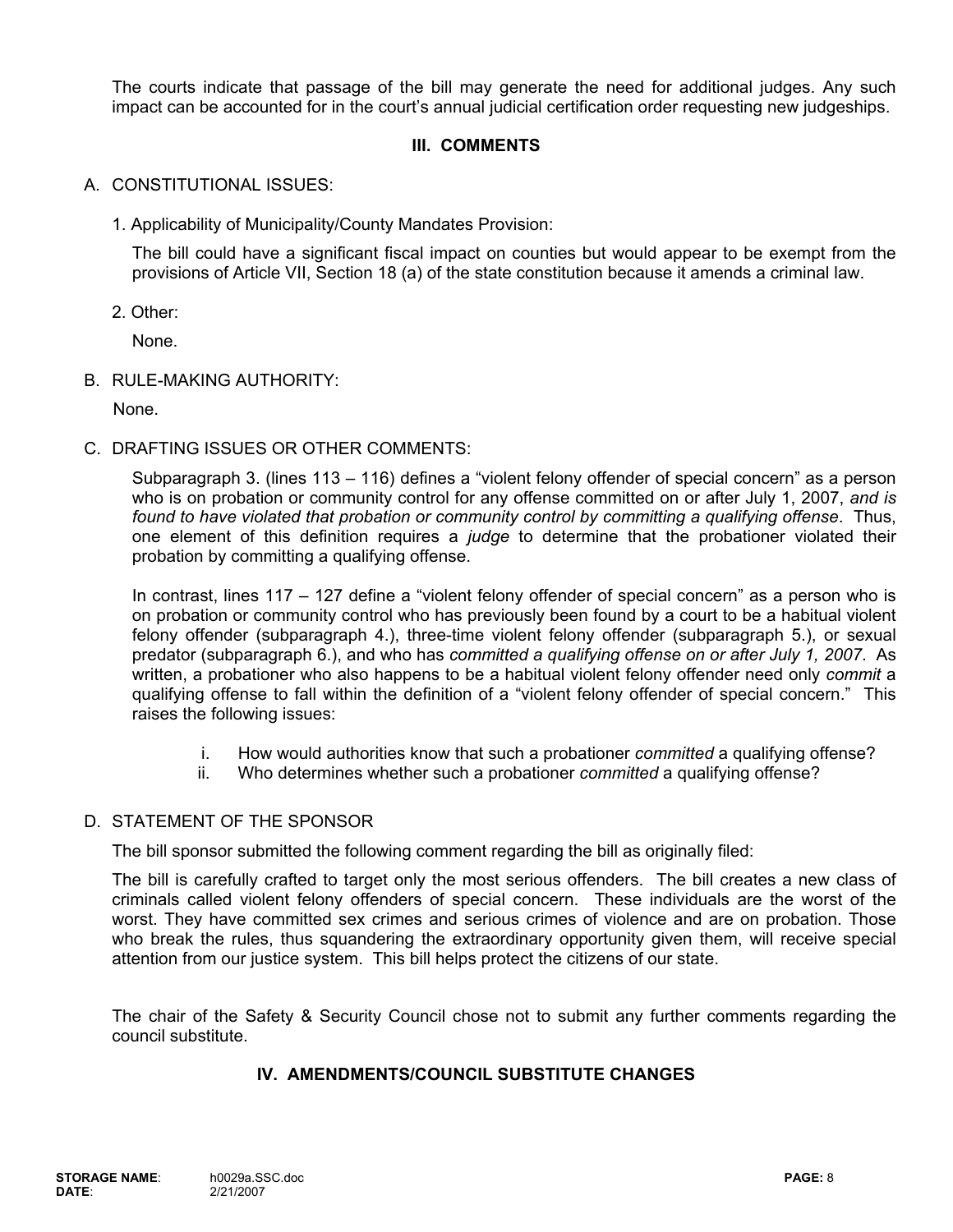The courts indicate that passage of the bill may generate the need for additional judges. Any such impact can be accounted for in the court's annual judicial certification order requesting new judgeships.

## III. COMMENTS

A. CONSTITUTIONAL ISSUES:

1. Applicability of Municipality/County Mandates Provision:

The bill could have a significant fiscal impact on counties but would appear to be exempt from the provisions of Article VII, Section 18 (a) of the state constitution because it amends a criminal law.

2. Other:

None.

B. RULE-MAKING AUTHORITY:

None.

C. DRAFTING ISSUES OR OTHER COMMENTS:

Subparagraph 3. (lines 113 – 116) defines a "violent felony offender of special concern" as a person who is on probation or community control for any offense committed on or after July 1, 2007, *and is found to have violated that probation or community control by committing a qualifying offense*. Thus, one element of this definition requires a *judge* to determine that the probationer violated their probation by committing a qualifying offense.

In contrast, lines 117 – 127 define a "violent felony offender of special concern" as a person who is on probation or community control who has previously been found by a court to be a habitual violent felony offender (subparagraph 4.), three-time violent felony offender (subparagraph 5.), or sexual predator (subparagraph 6.), and who has *committed a qualifying offense on or after July 1, 2007*. As written, a probationer who also happens to be a habitual violent felony offender need only *commit* a qualifying offense to fall within the definition of a "violent felony offender of special concern." This raises the following issues:

i. How would authorities know that such a probationer *committed* a qualifying offense?
ii. Who determines whether such a probationer *committed* a qualifying offense?

D. STATEMENT OF THE SPONSOR

The bill sponsor submitted the following comment regarding the bill as originally filed:

The bill is carefully crafted to target only the most serious offenders. The bill creates a new class of criminals called violent felony offenders of special concern. These individuals are the worst of the worst. They have committed sex crimes and serious crimes of violence and are on probation. Those who break the rules, thus squandering the extraordinary opportunity given them, will receive special attention from our justice system. This bill helps protect the citizens of our state.

The chair of the Safety & Security Council chose not to submit any further comments regarding the council substitute.

## IV. AMENDMENTS/COUNCIL SUBSTITUTE CHANGES